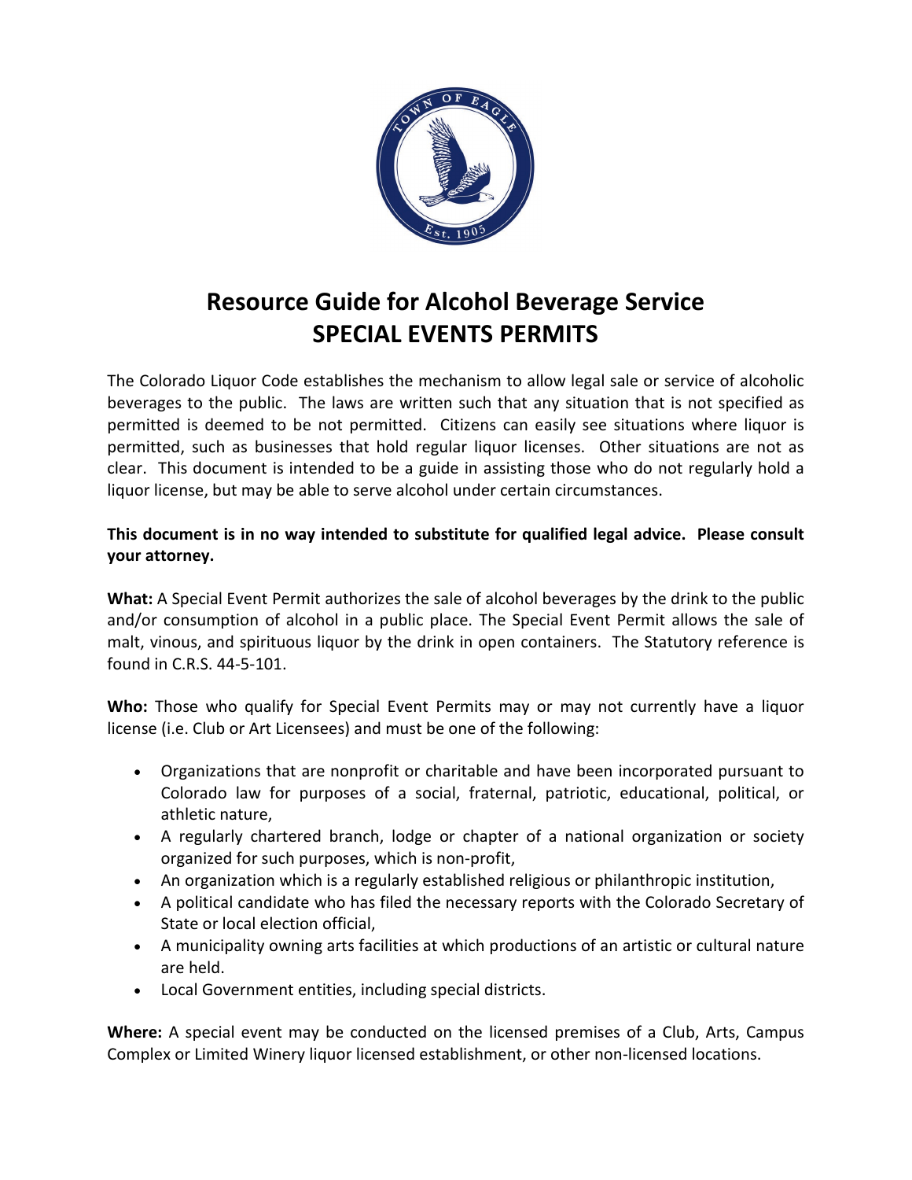# Resource Guide for Alcohol Beverage Service
# SPECIAL EVENTS PERMITS

The Colorado Liquor Code establishes the mechanism to allow legal sale or service of alcoholic beverages to the public. The laws are written such that any situation that is not specified as permitted is deemed to be not permitted. Citizens can easily see situations where liquor is permitted, such as businesses that hold regular liquor licenses. Other situations are not as clear. This document is intended to be a guide in assisting those who do not regularly hold a liquor license, but may be able to serve alcohol under certain circumstances.

**This document is in no way intended to substitute for qualified legal advice. Please consult your attorney.**

**What:** A Special Event Permit authorizes the sale of alcohol beverages by the drink to the public and/or consumption of alcohol in a public place. The Special Event Permit allows the sale of malt, vinous, and spirituous liquor by the drink in open containers. The Statutory reference is found in C.R.S. 44-5-101.

**Who:** Those who qualify for Special Event Permits may or may not currently have a liquor license (i.e. Club or Art Licensees) and must be one of the following:

- Organizations that are nonprofit or charitable and have been incorporated pursuant to Colorado law for purposes of a social, fraternal, patriotic, educational, political, or athletic nature,
- A regularly chartered branch, lodge or chapter of a national organization or society organized for such purposes, which is non-profit,
- An organization which is a regularly established religious or philanthropic institution,
- A political candidate who has filed the necessary reports with the Colorado Secretary of State or local election official,
- A municipality owning arts facilities at which productions of an artistic or cultural nature are held.
- Local Government entities, including special districts.

**Where:** A special event may be conducted on the licensed premises of a Club, Arts, Campus Complex or Limited Winery liquor licensed establishment, or other non-licensed locations.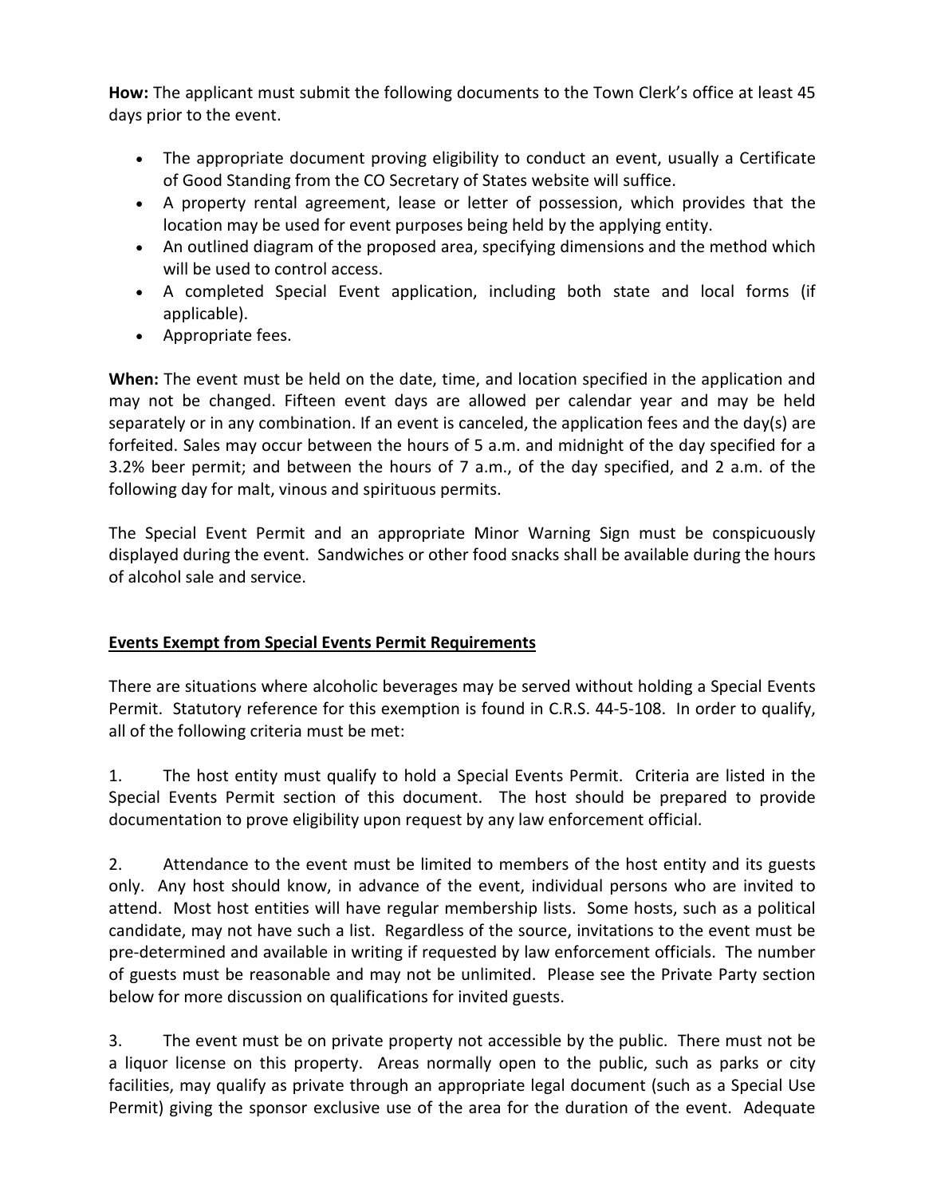**How:** The applicant must submit the following documents to the Town Clerk's office at least 45 days prior to the event.

- The appropriate document proving eligibility to conduct an event, usually a Certificate of Good Standing from the CO Secretary of States website will suffice.
- A property rental agreement, lease or letter of possession, which provides that the location may be used for event purposes being held by the applying entity.
- An outlined diagram of the proposed area, specifying dimensions and the method which will be used to control access.
- A completed Special Event application, including both state and local forms (if applicable).
- Appropriate fees.

**When:** The event must be held on the date, time, and location specified in the application and may not be changed. Fifteen event days are allowed per calendar year and may be held separately or in any combination. If an event is canceled, the application fees and the day(s) are forfeited. Sales may occur between the hours of 5 a.m. and midnight of the day specified for a 3.2% beer permit; and between the hours of 7 a.m., of the day specified, and 2 a.m. of the following day for malt, vinous and spirituous permits.

The Special Event Permit and an appropriate Minor Warning Sign must be conspicuously displayed during the event. Sandwiches or other food snacks shall be available during the hours of alcohol sale and service.

## Events Exempt from Special Events Permit Requirements

There are situations where alcoholic beverages may be served without holding a Special Events Permit. Statutory reference for this exemption is found in C.R.S. 44-5-108. In order to qualify, all of the following criteria must be met:

1. The host entity must qualify to hold a Special Events Permit. Criteria are listed in the Special Events Permit section of this document. The host should be prepared to provide documentation to prove eligibility upon request by any law enforcement official.

2. Attendance to the event must be limited to members of the host entity and its guests only. Any host should know, in advance of the event, individual persons who are invited to attend. Most host entities will have regular membership lists. Some hosts, such as a political candidate, may not have such a list. Regardless of the source, invitations to the event must be pre-determined and available in writing if requested by law enforcement officials. The number of guests must be reasonable and may not be unlimited. Please see the Private Party section below for more discussion on qualifications for invited guests.

3. The event must be on private property not accessible by the public. There must not be a liquor license on this property. Areas normally open to the public, such as parks or city facilities, may qualify as private through an appropriate legal document (such as a Special Use Permit) giving the sponsor exclusive use of the area for the duration of the event. Adequate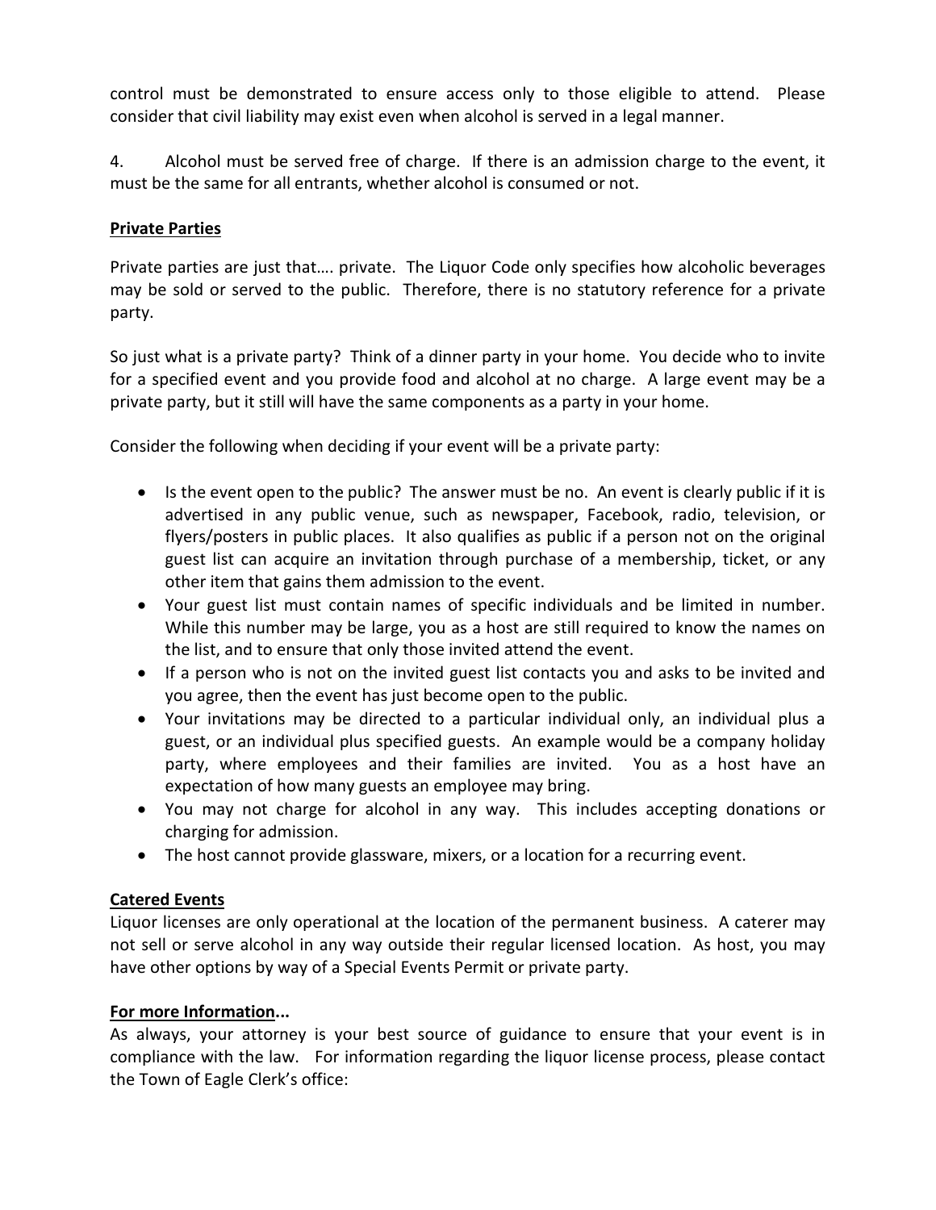control must be demonstrated to ensure access only to those eligible to attend. Please consider that civil liability may exist even when alcohol is served in a legal manner.

4. Alcohol must be served free of charge. If there is an admission charge to the event, it must be the same for all entrants, whether alcohol is consumed or not.

## Private Parties

Private parties are just that…. private. The Liquor Code only specifies how alcoholic beverages may be sold or served to the public. Therefore, there is no statutory reference for a private party.

So just what is a private party? Think of a dinner party in your home. You decide who to invite for a specified event and you provide food and alcohol at no charge. A large event may be a private party, but it still will have the same components as a party in your home.

Consider the following when deciding if your event will be a private party:

- Is the event open to the public? The answer must be no. An event is clearly public if it is advertised in any public venue, such as newspaper, Facebook, radio, television, or flyers/posters in public places. It also qualifies as public if a person not on the original guest list can acquire an invitation through purchase of a membership, ticket, or any other item that gains them admission to the event.
- Your guest list must contain names of specific individuals and be limited in number. While this number may be large, you as a host are still required to know the names on the list, and to ensure that only those invited attend the event.
- If a person who is not on the invited guest list contacts you and asks to be invited and you agree, then the event has just become open to the public.
- Your invitations may be directed to a particular individual only, an individual plus a guest, or an individual plus specified guests. An example would be a company holiday party, where employees and their families are invited. You as a host have an expectation of how many guests an employee may bring.
- You may not charge for alcohol in any way. This includes accepting donations or charging for admission.
- The host cannot provide glassware, mixers, or a location for a recurring event.

## Catered Events

Liquor licenses are only operational at the location of the permanent business. A caterer may not sell or serve alcohol in any way outside their regular licensed location. As host, you may have other options by way of a Special Events Permit or private party.

## For more Information...

As always, your attorney is your best source of guidance to ensure that your event is in compliance with the law. For information regarding the liquor license process, please contact the Town of Eagle Clerk's office: